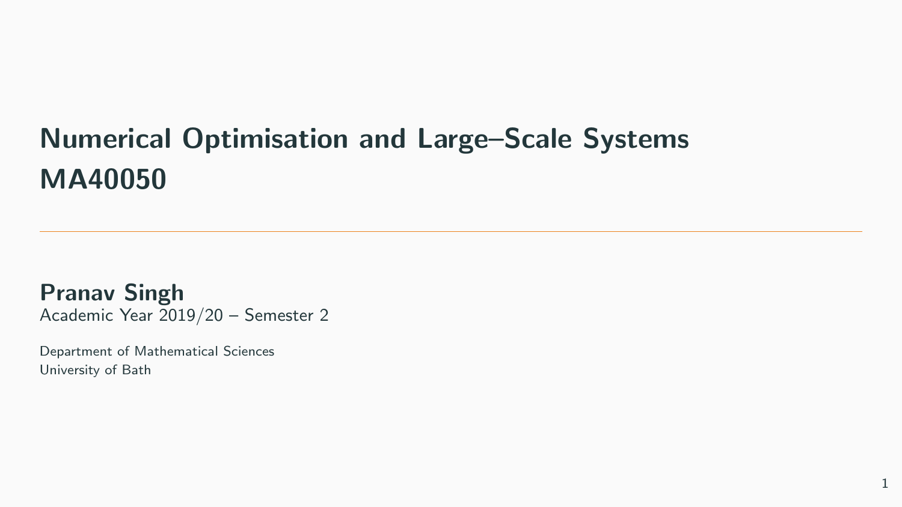# Numerical Optimisation and Large–Scale Systems MA40050

**Pranav Singh**
Academic Year 2019/20 – Semester 2

Department of Mathematical Sciences
University of Bath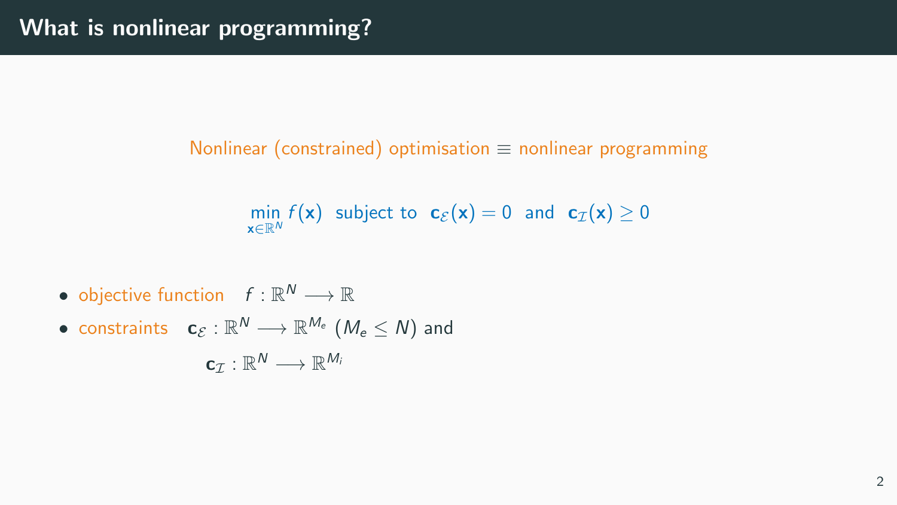# What is nonlinear programming?

Nonlinear (constrained) optimisation $\equiv$ nonlinear programming

$$\min_{\mathbf{x} \in \mathbb{R}^N} f(\mathbf{x}) \text{ subject to } \mathbf{c}_{\mathcal{E}}(\mathbf{x}) = 0 \text{ and } \mathbf{c}_{\mathcal{I}}(\mathbf{x}) \geq 0$$

- objective function $f : \mathbb{R}^N \longrightarrow \mathbb{R}$
- constraints $\mathbf{c}_{\mathcal{E}} : \mathbb{R}^N \longrightarrow \mathbb{R}^{M_e}$ $(M_e \leq N)$ and
  $\mathbf{c}_{\mathcal{I}} : \mathbb{R}^N \longrightarrow \mathbb{R}^{M_i}$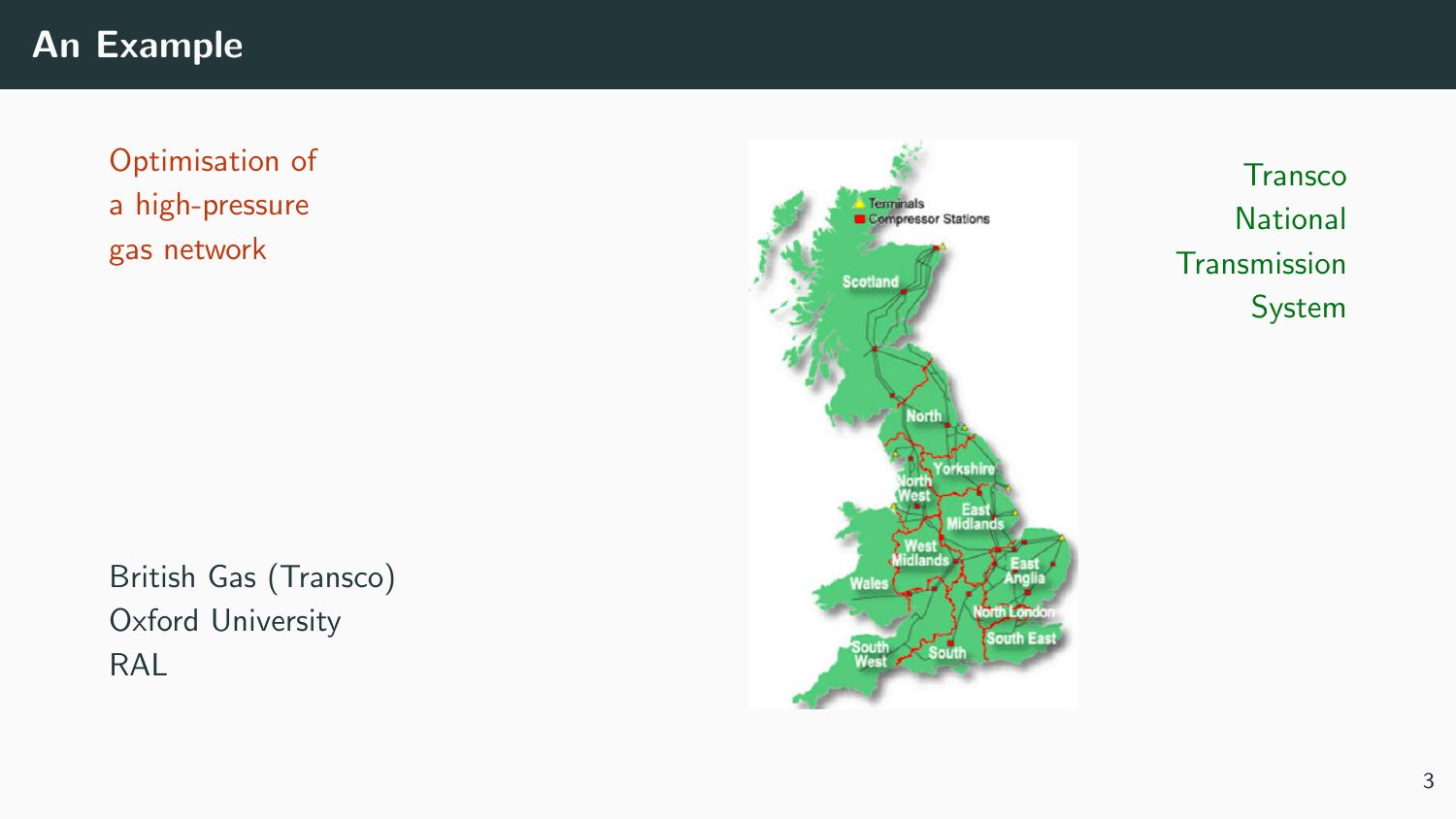# An Example

Optimisation of a high-pressure gas network

Transco National Transmission System

British Gas (Transco)
Oxford University
RAL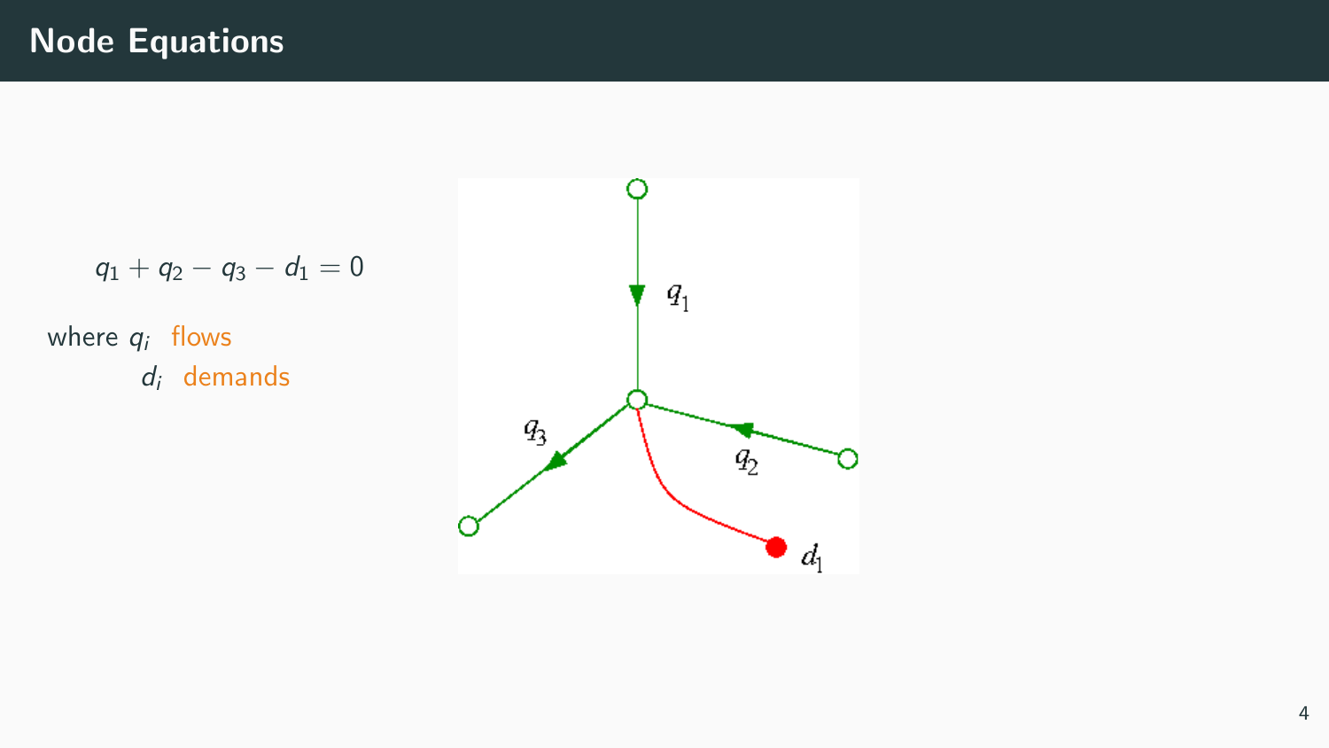# Node Equations

$$q_1 + q_2 - q_3 - d_1 = 0$$

where $q_i$ flows
$d_i$ demands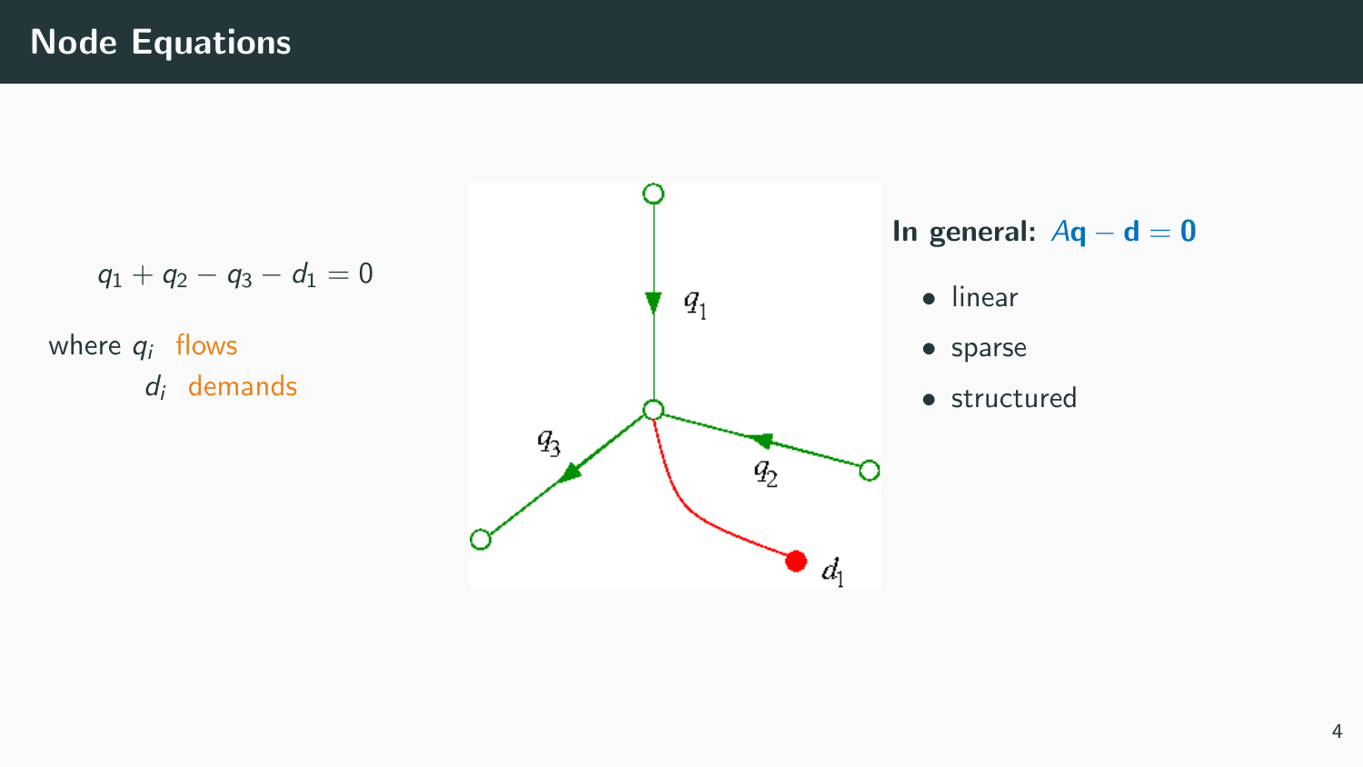# Node Equations

$$q_1 + q_2 - q_3 - d_1 = 0$$

where $q_i$ flows
$d_i$ demands

**In general:** $A\mathbf{q} - \mathbf{d} = \mathbf{0}$

- linear
- sparse
- structured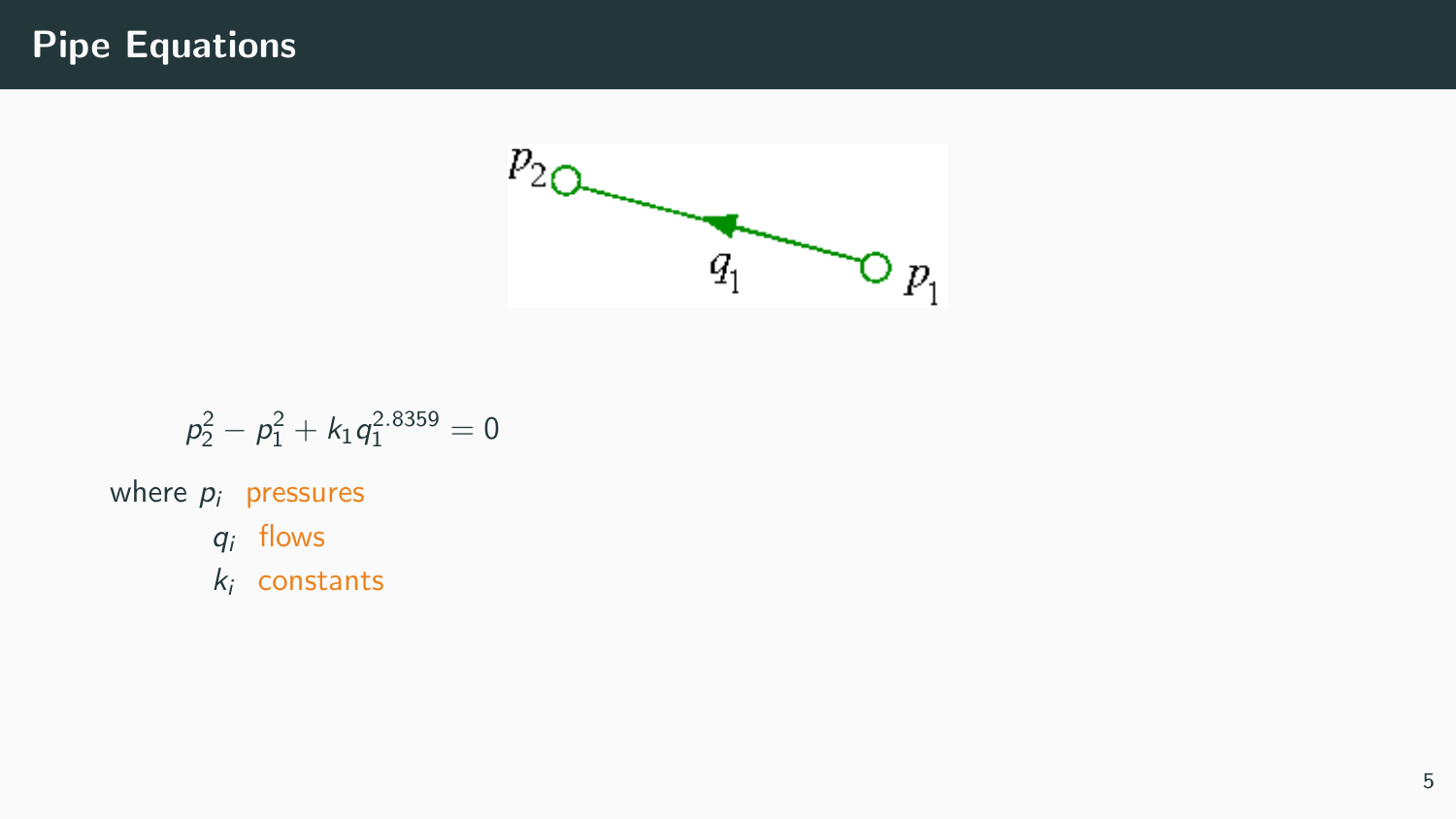# Pipe Equations

$$p_2^2 - p_1^2 + k_1 q_1^{2.8359} = 0$$

where $p_i$ pressures

$q_i$ flows

$k_i$ constants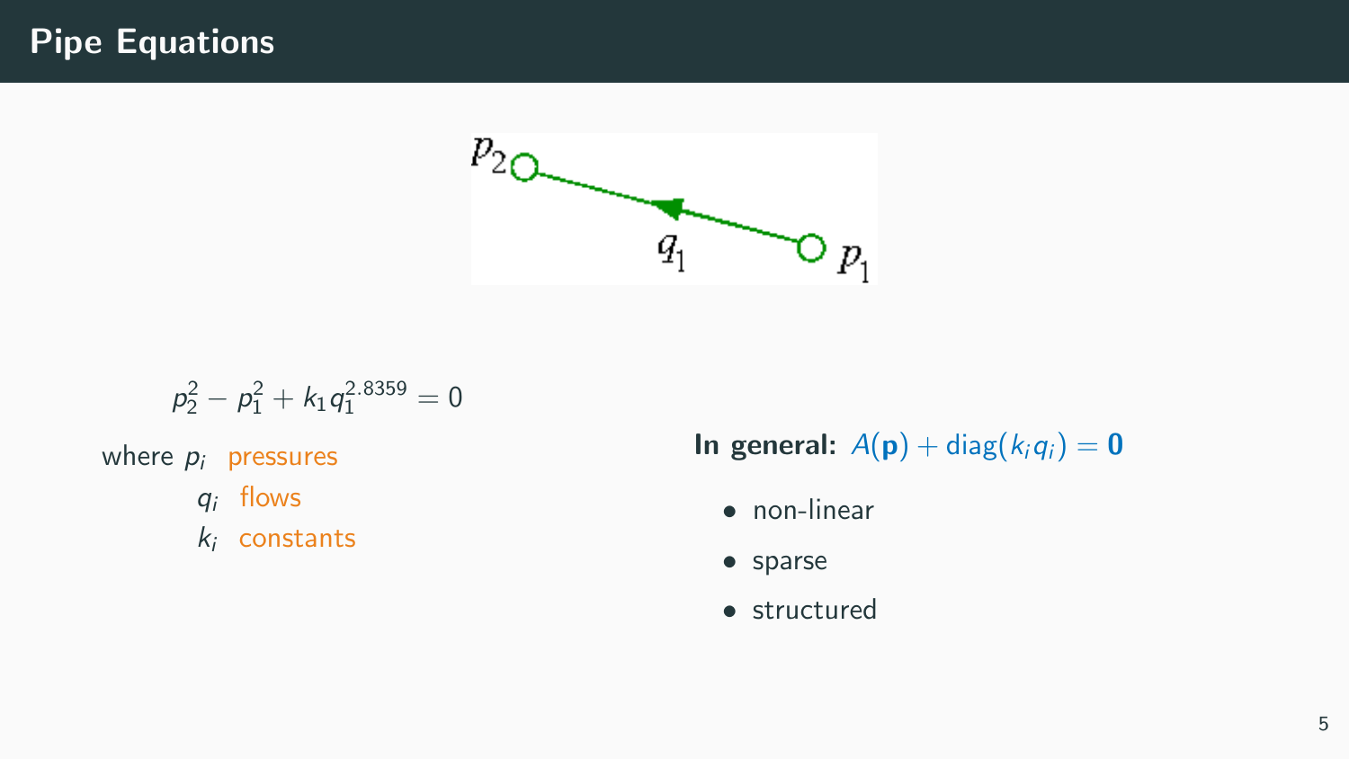# Pipe Equations

$$p_2^2 - p_1^2 + k_1 q_1^{2.8359} = 0$$

where $p_i$ pressures
$q_i$ flows
$k_i$ constants

**In general:** $A(\mathbf{p}) + \text{diag}(k_i q_i) = \mathbf{0}$

- non-linear
- sparse
- structured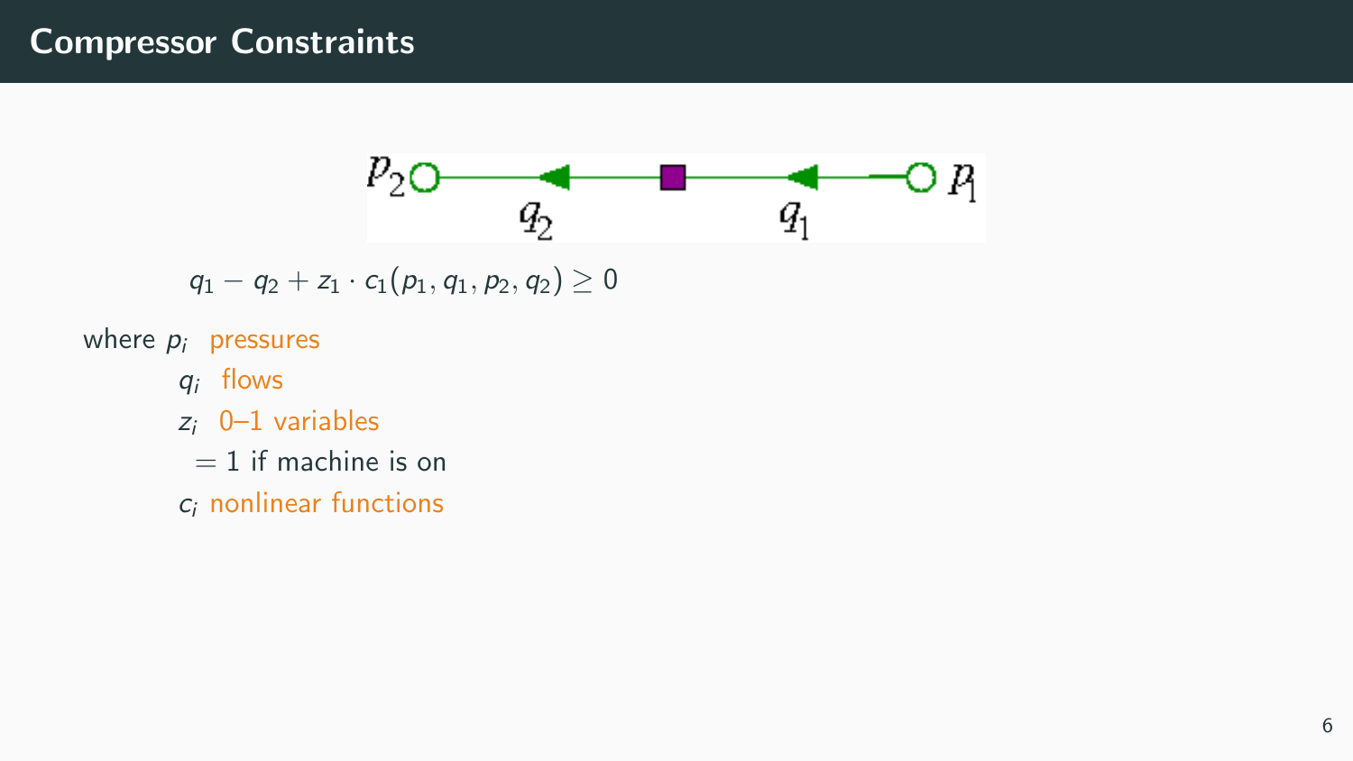# Compressor Constraints

$$q_1 - q_2 + z_1 \cdot c_1(p_1, q_1, p_2, q_2) \geq 0$$

where $p_i$ pressures

$q_i$ flows

$z_i$ 0–1 variables

$= 1$ if machine is on

$c_i$ nonlinear functions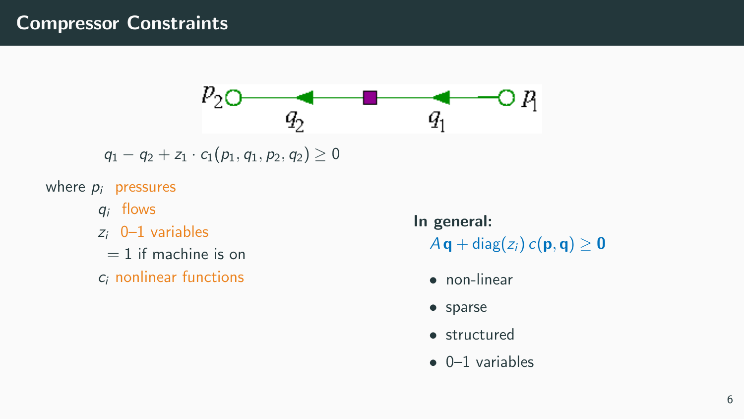# Compressor Constraints

$p_2$ $q_2$ $q_1$ $p_1$

$$q_1 - q_2 + z_1 \cdot c_1(p_1, q_1, p_2, q_2) \geq 0$$

where $p_i$ pressures

$q_i$ flows

$z_i$ 0–1 variables

$= 1$ if machine is on

$c_i$ nonlinear functions

**In general:**

$$A\,\mathbf{q} + \text{diag}(z_i)\, c(\mathbf{p}, \mathbf{q}) \geq \mathbf{0}$$

- non-linear
- sparse
- structured
- 0–1 variables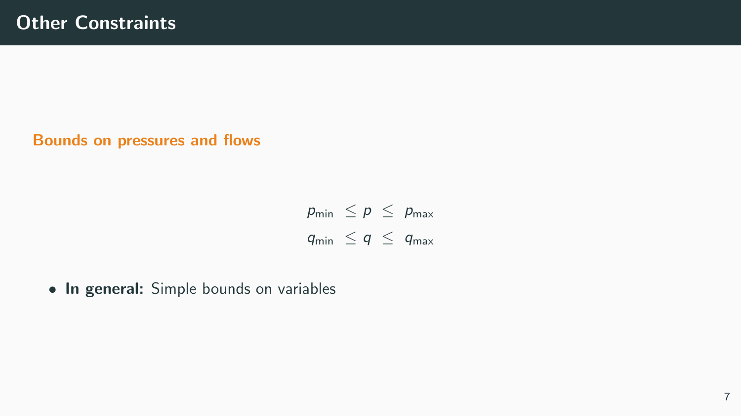# Other Constraints

**Bounds on pressures and flows**

$$
\begin{aligned}
p_{\min} \;&\leq p \;\leq\; p_{\max} \\
q_{\min} \;&\leq q \;\leq\; q_{\max}
\end{aligned}
$$

- **In general:** Simple bounds on variables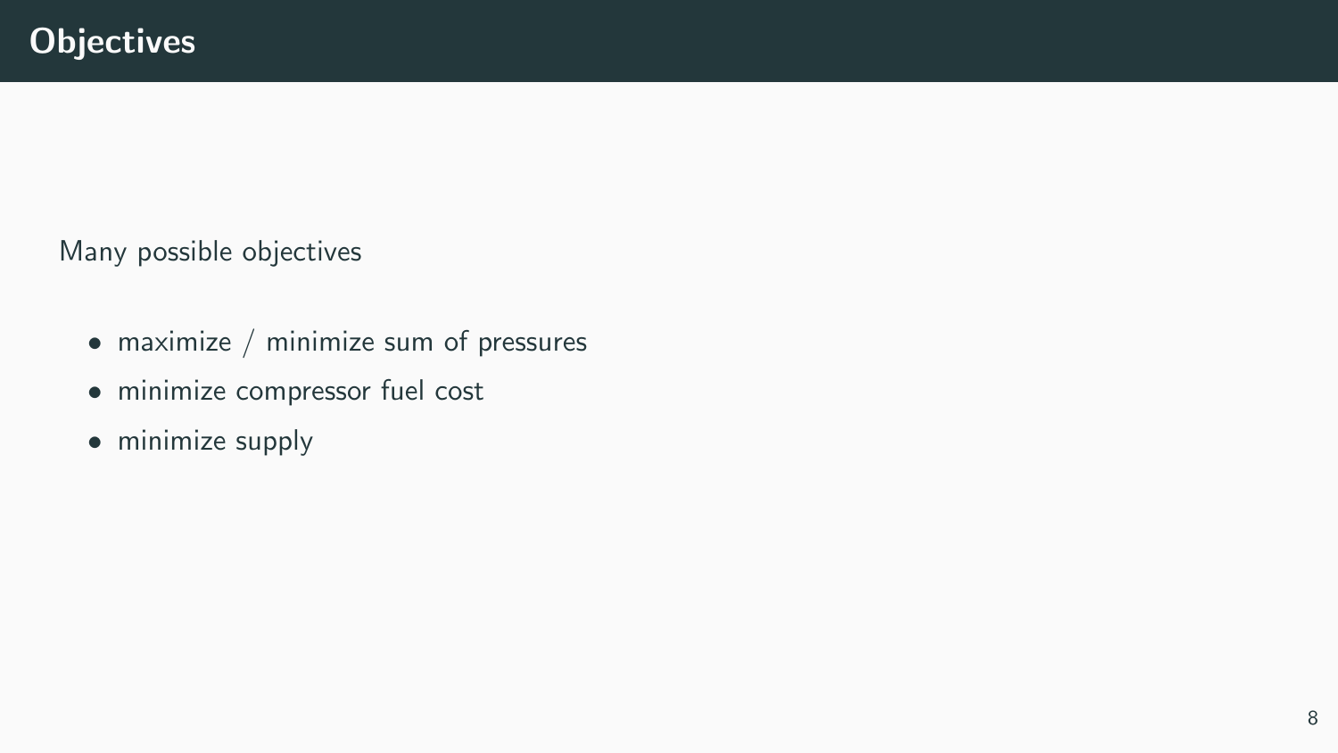# Objectives

Many possible objectives

- maximize / minimize sum of pressures
- minimize compressor fuel cost
- minimize supply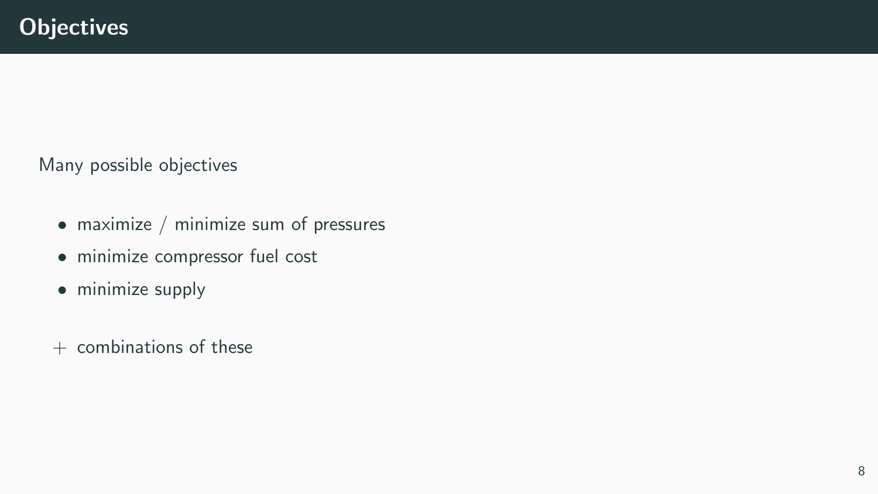# Objectives

Many possible objectives

- maximize / minimize sum of pressures
- minimize compressor fuel cost
- minimize supply

+ combinations of these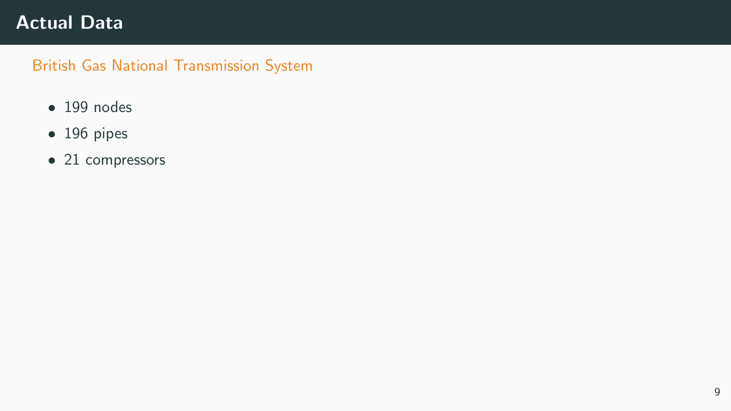# Actual Data

### British Gas National Transmission System

- 199 nodes
- 196 pipes
- 21 compressors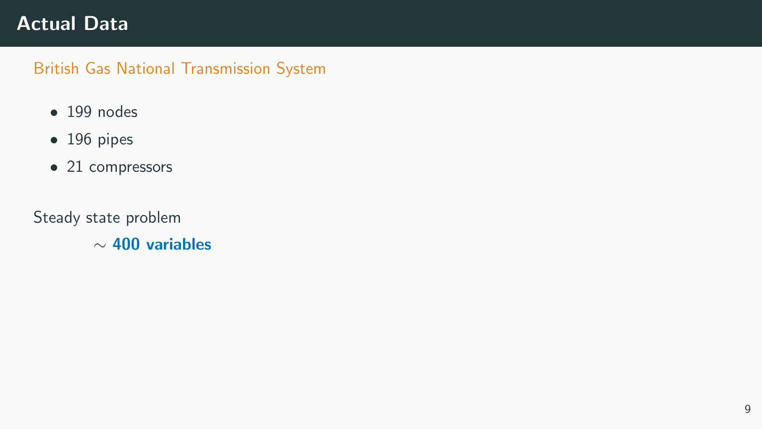# Actual Data

British Gas National Transmission System

- 199 nodes
- 196 pipes
- 21 compressors

Steady state problem

$\sim$ **400 variables**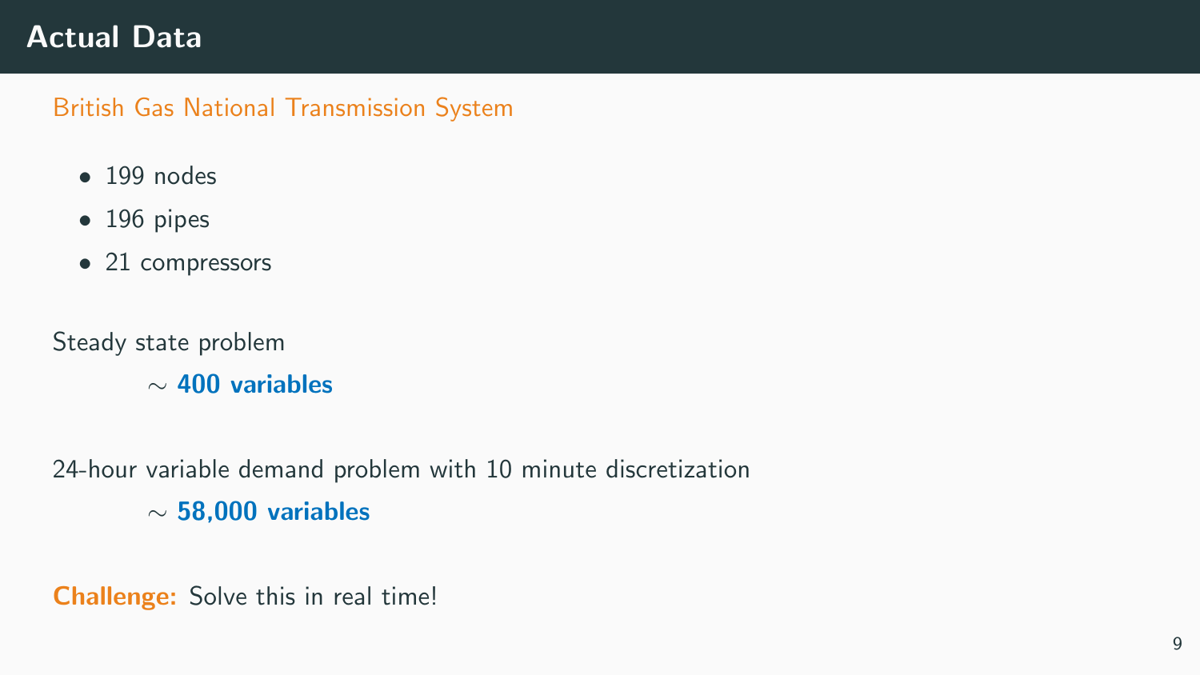# Actual Data

British Gas National Transmission System

- 199 nodes
- 196 pipes
- 21 compressors

Steady state problem

$\sim$ **400 variables**

24-hour variable demand problem with 10 minute discretization

$\sim$ **58,000 variables**

**Challenge:** Solve this in real time!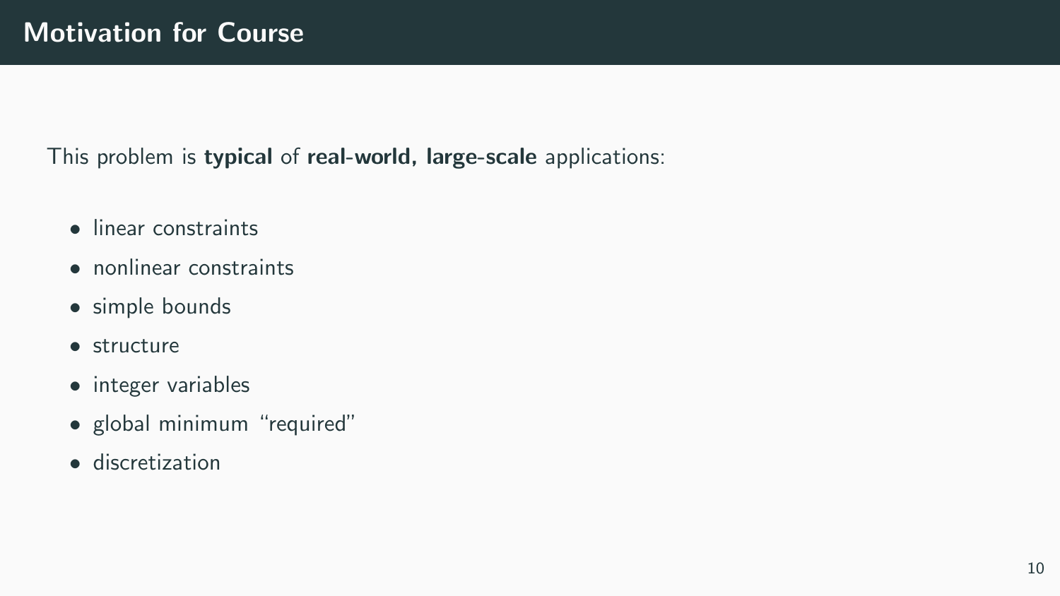# Motivation for Course

This problem is **typical** of **real-world, large-scale** applications:

- linear constraints
- nonlinear constraints
- simple bounds
- structure
- integer variables
- global minimum "required"
- discretization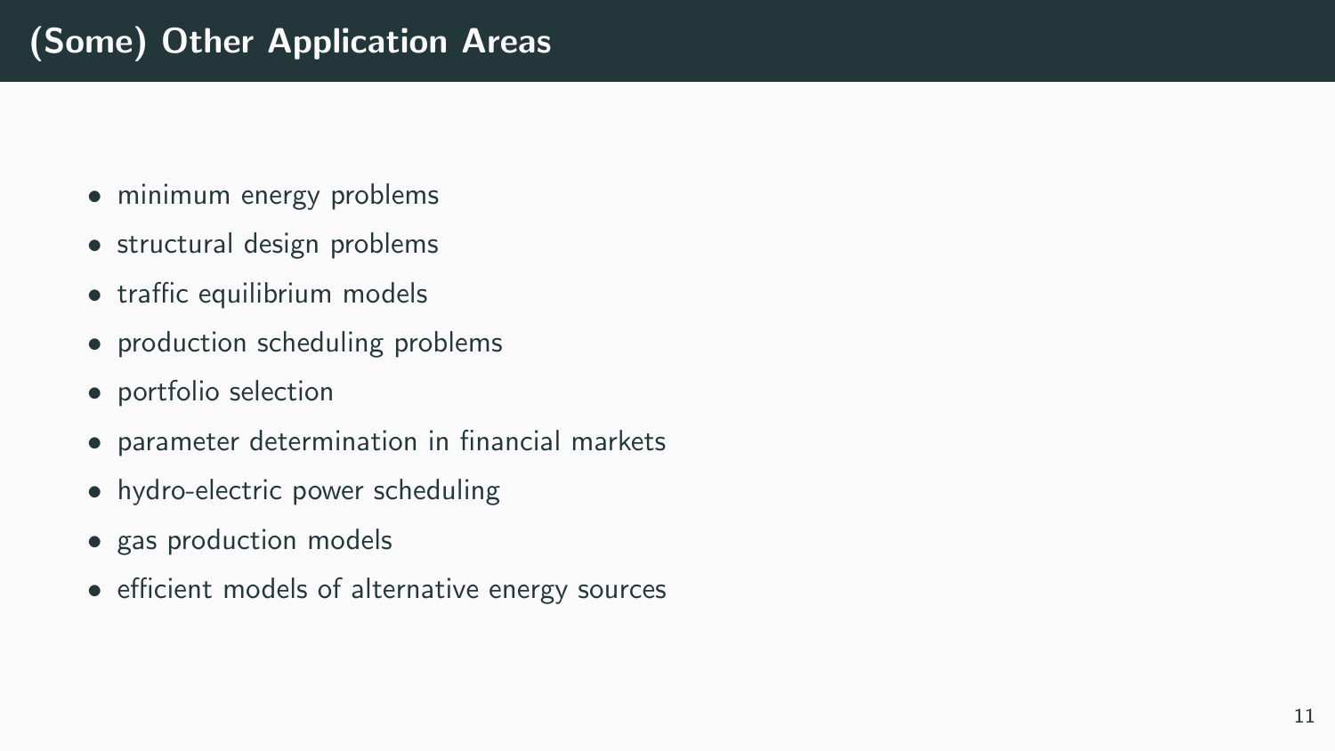# (Some) Other Application Areas

- minimum energy problems
- structural design problems
- traffic equilibrium models
- production scheduling problems
- portfolio selection
- parameter determination in financial markets
- hydro-electric power scheduling
- gas production models
- efficient models of alternative energy sources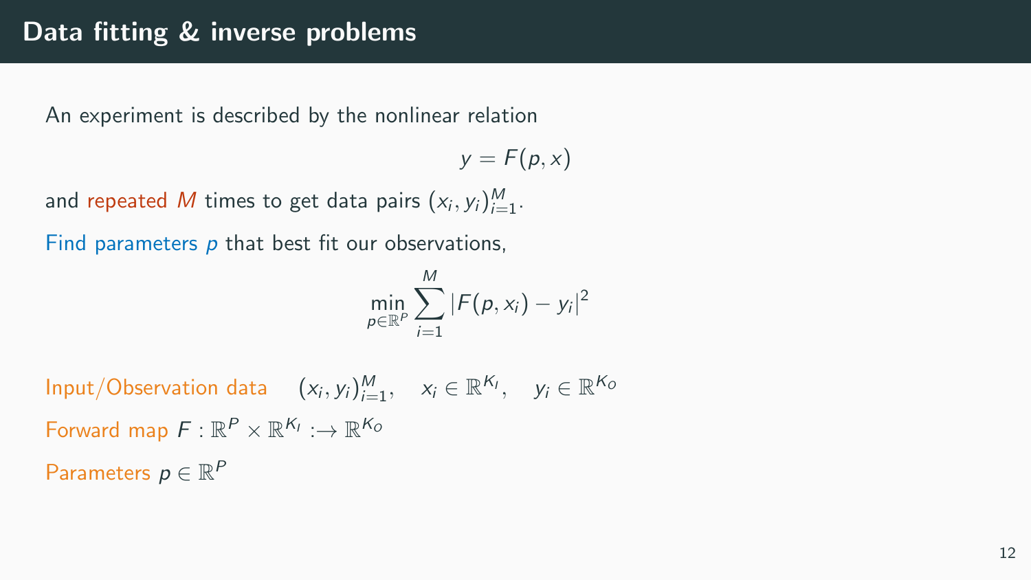# Data fitting & inverse problems

An experiment is described by the nonlinear relation

$$y = F(p, x)$$

and repeated $M$ times to get data pairs $(x_i, y_i)_{i=1}^{M}$.

Find parameters $p$ that best fit our observations,

$$\min_{p \in \mathbb{R}^P} \sum_{i=1}^{M} |F(p, x_i) - y_i|^2$$

Input/Observation data $\quad (x_i, y_i)_{i=1}^{M}, \quad x_i \in \mathbb{R}^{K_I}, \quad y_i \in \mathbb{R}^{K_O}$

Forward map $F : \mathbb{R}^P \times \mathbb{R}^{K_I} :\to \mathbb{R}^{K_O}$

Parameters $p \in \mathbb{R}^P$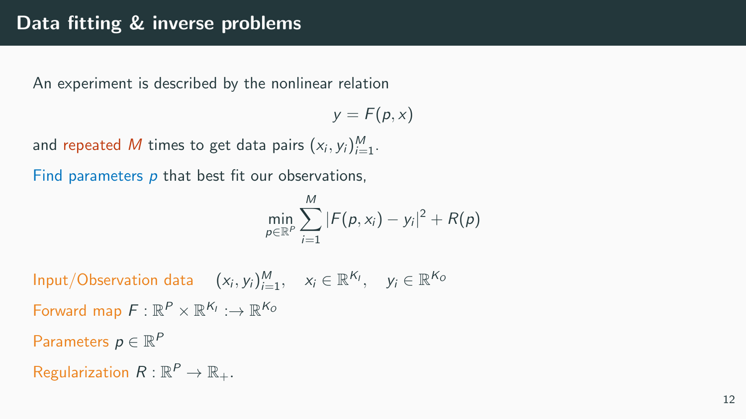# Data fitting & inverse problems

An experiment is described by the nonlinear relation

$$y = F(p, x)$$

and repeated $M$ times to get data pairs $(x_i, y_i)_{i=1}^M$.

Find parameters $p$ that best fit our observations,

$$\min_{p \in \mathbb{R}^P} \sum_{i=1}^{M} |F(p, x_i) - y_i|^2 + R(p)$$

Input/Observation data $\quad (x_i, y_i)_{i=1}^M, \quad x_i \in \mathbb{R}^{K_I}, \quad y_i \in \mathbb{R}^{K_O}$

Forward map $F : \mathbb{R}^P \times \mathbb{R}^{K_I} :\to \mathbb{R}^{K_O}$

Parameters $p \in \mathbb{R}^P$

Regularization $R : \mathbb{R}^P \to \mathbb{R}_+$.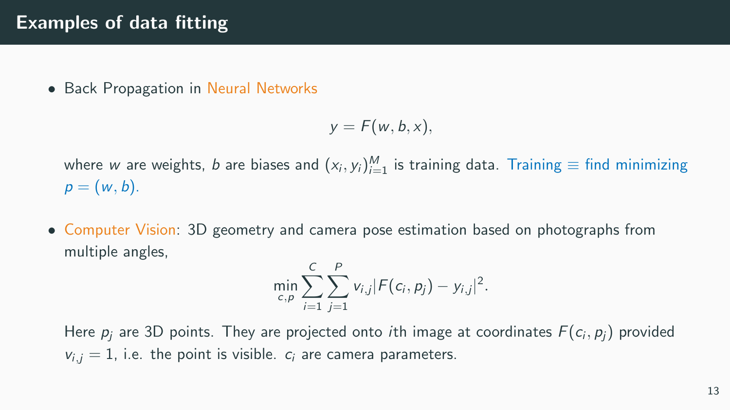# Examples of data fitting

- Back Propagation in Neural Networks

  $$y = F(w, b, x),$$

  where $w$ are weights, $b$ are biases and $(x_i, y_i)_{i=1}^{M}$ is training data. Training $\equiv$ find minimizing $p = (w, b)$.

- Computer Vision: 3D geometry and camera pose estimation based on photographs from multiple angles,

  $$\min_{c,p} \sum_{i=1}^{C} \sum_{j=1}^{P} v_{i,j} |F(c_i, p_j) - y_{i,j}|^2.$$

  Here $p_j$ are 3D points. They are projected onto $i$th image at coordinates $F(c_i, p_j)$ provided $v_{i,j} = 1$, i.e. the point is visible. $c_i$ are camera parameters.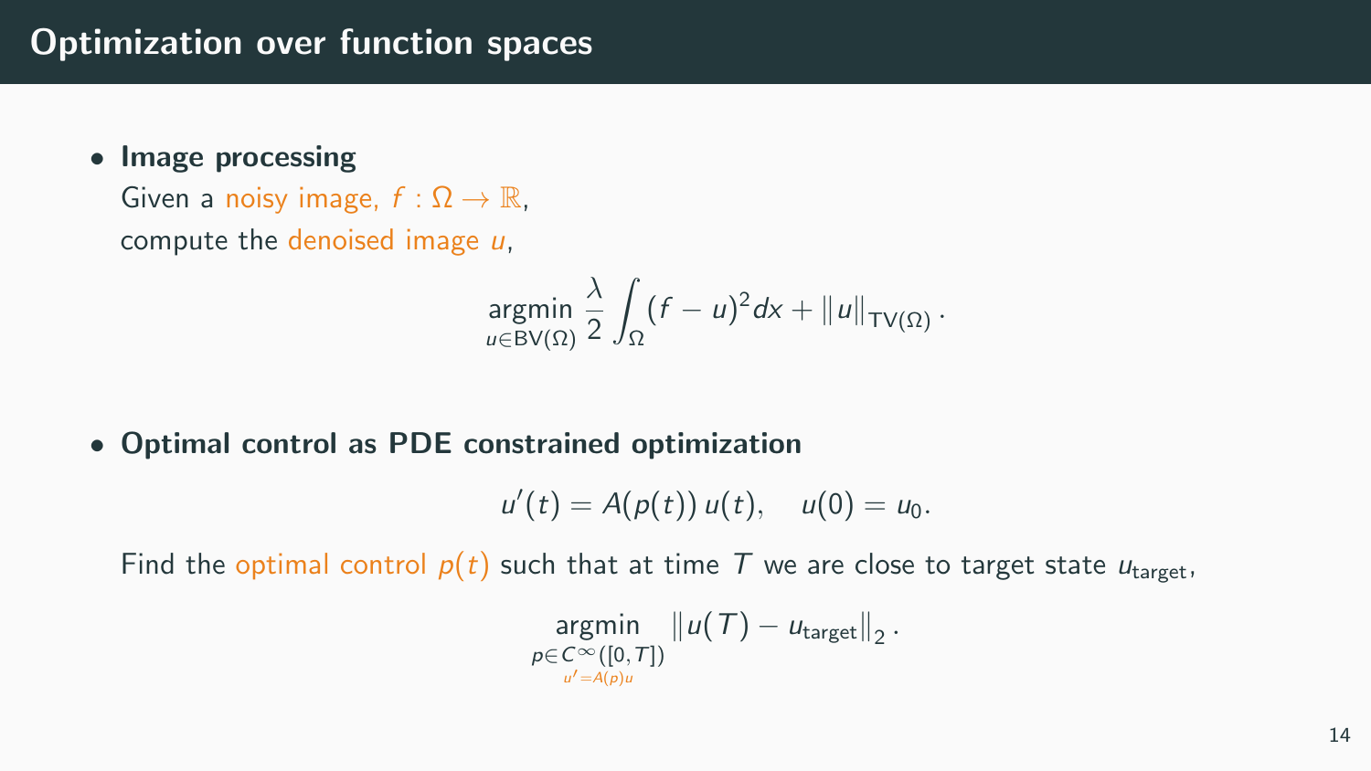# Optimization over function spaces

- **Image processing**

  Given a noisy image, $f : \Omega \to \mathbb{R}$,
  compute the denoised image $u$,

$$\underset{u \in \mathrm{BV}(\Omega)}{\operatorname{argmin}} \frac{\lambda}{2} \int_{\Omega} (f - u)^2 dx + \|u\|_{\mathrm{TV}(\Omega)} .$$

- **Optimal control as PDE constrained optimization**

$$u'(t) = A(p(t))\, u(t), \quad u(0) = u_0.$$

  Find the optimal control $p(t)$ such that at time $T$ we are close to target state $u_{\text{target}}$,

$$\underset{\substack{p \in C^{\infty}([0,T]) \\ u' = A(p)u}}{\operatorname{argmin}} \; \left\| u(T) - u_{\text{target}} \right\|_2 .$$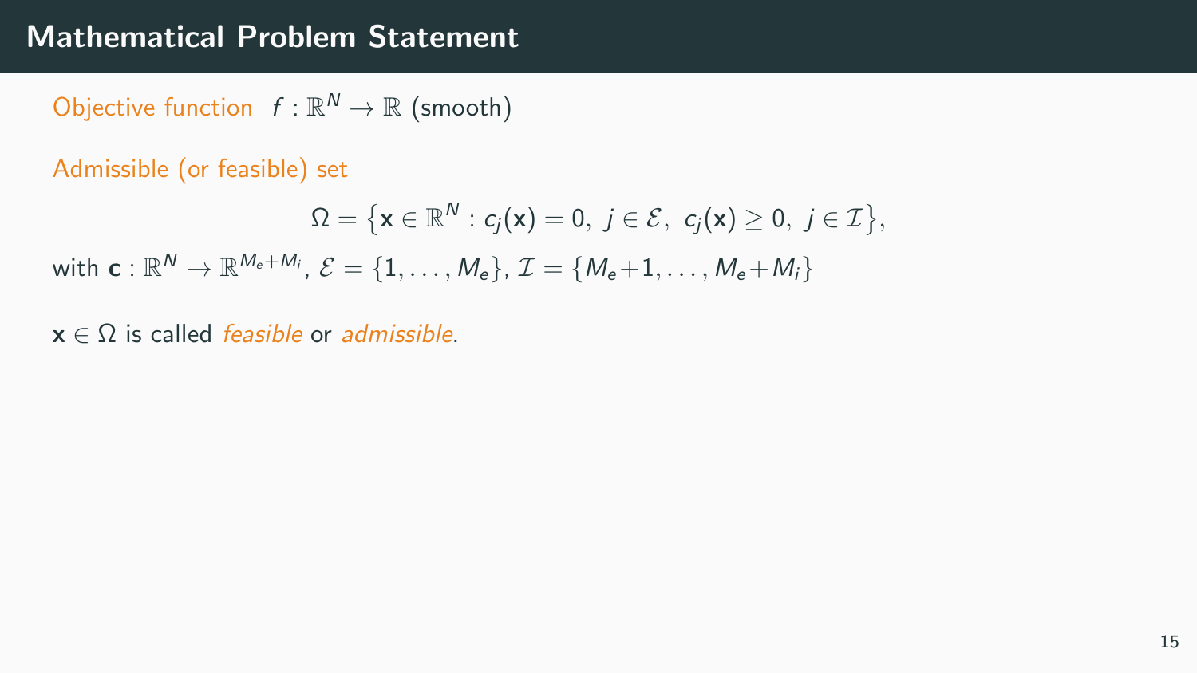# Mathematical Problem Statement

Objective function $f : \mathbb{R}^N \to \mathbb{R}$ (smooth)

Admissible (or feasible) set

$$\Omega = \left\{ \mathbf{x} \in \mathbb{R}^N : c_j(\mathbf{x}) = 0,\ j \in \mathcal{E},\ c_j(\mathbf{x}) \geq 0,\ j \in \mathcal{I} \right\},$$

with $\mathbf{c} : \mathbb{R}^N \to \mathbb{R}^{M_e+M_i}$, $\mathcal{E} = \{1, \ldots, M_e\}$, $\mathcal{I} = \{M_e+1, \ldots, M_e+M_i\}$

$\mathbf{x} \in \Omega$ is called *feasible* or *admissible*.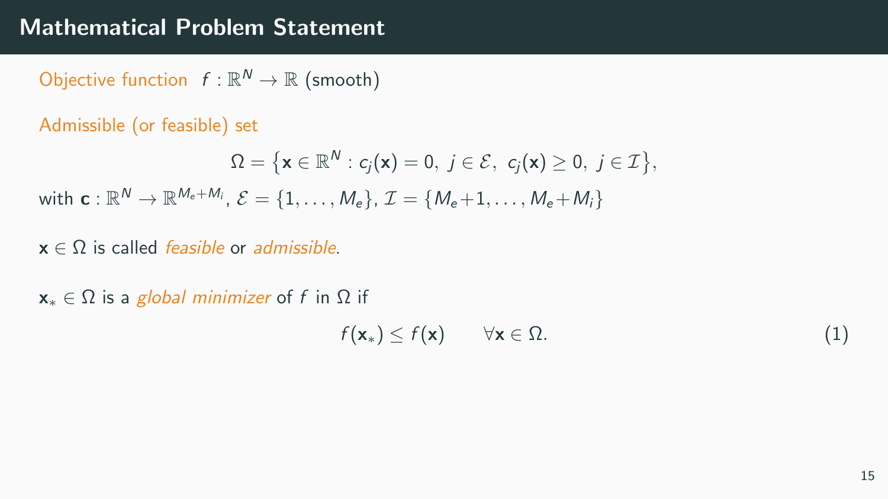# Mathematical Problem Statement

Objective function $f : \mathbb{R}^N \to \mathbb{R}$ (smooth)

Admissible (or feasible) set

$$\Omega = \left\{ \mathbf{x} \in \mathbb{R}^N : c_j(\mathbf{x}) = 0,\ j \in \mathcal{E},\ c_j(\mathbf{x}) \geq 0,\ j \in \mathcal{I} \right\},$$

with $\mathbf{c} : \mathbb{R}^N \to \mathbb{R}^{M_e + M_i}$, $\mathcal{E} = \{1, \ldots, M_e\}$, $\mathcal{I} = \{M_e + 1, \ldots, M_e + M_i\}$

$\mathbf{x} \in \Omega$ is called *feasible* or *admissible*.

$\mathbf{x}_* \in \Omega$ is a *global minimizer* of $f$ in $\Omega$ if

$$f(\mathbf{x}_*) \leq f(\mathbf{x}) \qquad \forall \mathbf{x} \in \Omega. \tag{1}$$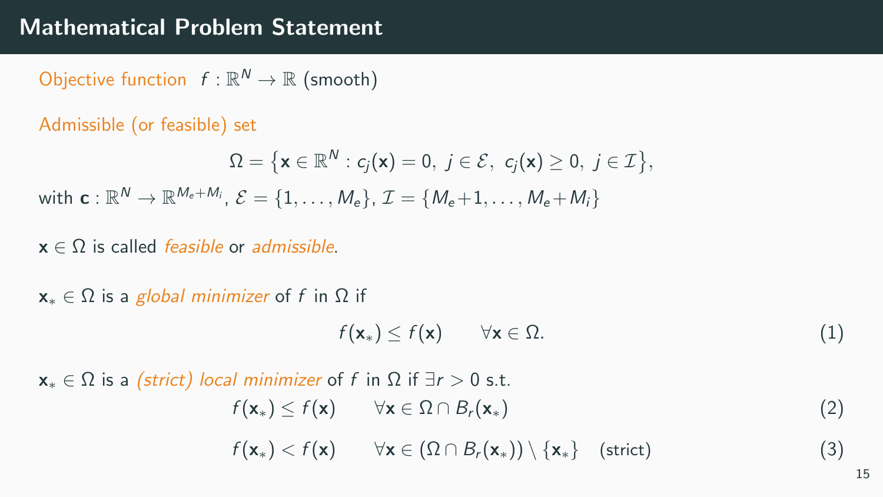# Mathematical Problem Statement

Objective function $f : \mathbb{R}^N \to \mathbb{R}$ (smooth)

Admissible (or feasible) set

$$\Omega = \left\{ \mathbf{x} \in \mathbb{R}^N : c_j(\mathbf{x}) = 0,\ j \in \mathcal{E},\ c_j(\mathbf{x}) \geq 0,\ j \in \mathcal{I} \right\},$$

with $\mathbf{c} : \mathbb{R}^N \to \mathbb{R}^{M_e + M_i}$, $\mathcal{E} = \{1, \ldots, M_e\}$, $\mathcal{I} = \{M_e{+}1, \ldots, M_e{+}M_i\}$

$\mathbf{x} \in \Omega$ is called *feasible* or *admissible*.

$\mathbf{x}_* \in \Omega$ is a *global minimizer* of $f$ in $\Omega$ if

$$f(\mathbf{x}_*) \leq f(\mathbf{x}) \qquad \forall \mathbf{x} \in \Omega. \tag{1}$$

$\mathbf{x}_* \in \Omega$ is a *(strict) local minimizer* of $f$ in $\Omega$ if $\exists r > 0$ s.t.

$$f(\mathbf{x}_*) \leq f(\mathbf{x}) \qquad \forall \mathbf{x} \in \Omega \cap B_r(\mathbf{x}_*) \tag{2}$$

$$f(\mathbf{x}_*) < f(\mathbf{x}) \qquad \forall \mathbf{x} \in (\Omega \cap B_r(\mathbf{x}_*)) \setminus \{\mathbf{x}_*\} \quad \text{(strict)} \tag{3}$$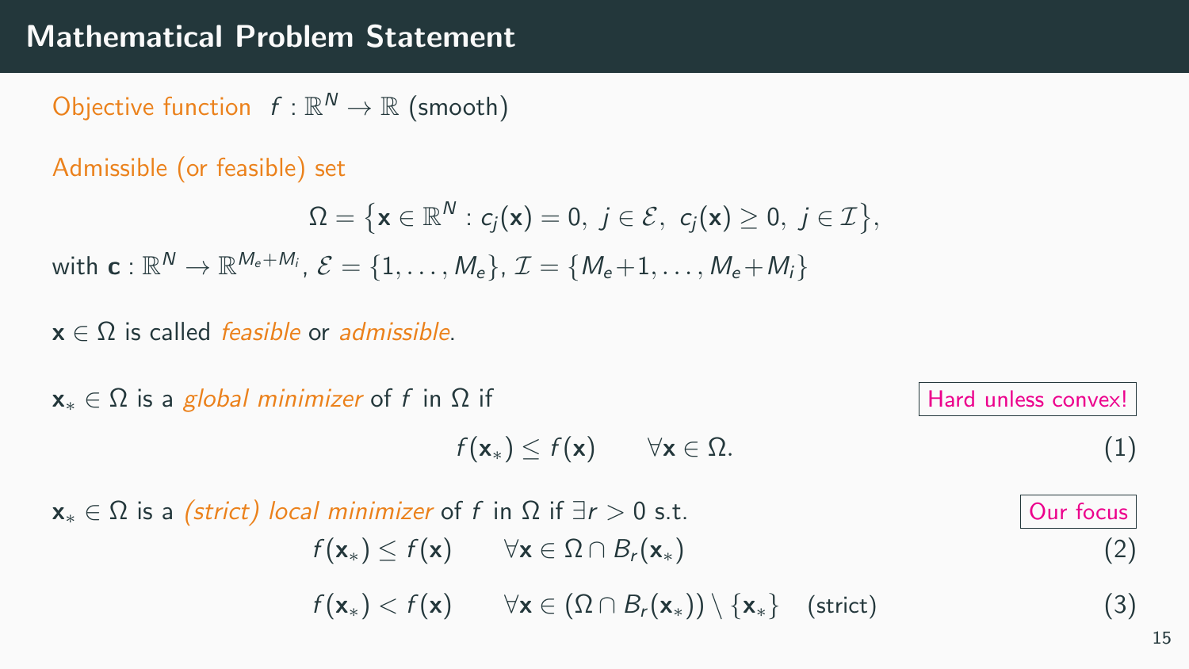# Mathematical Problem Statement

Objective function $f : \mathbb{R}^N \to \mathbb{R}$ (smooth)

Admissible (or feasible) set

$$\Omega = \left\{ \mathbf{x} \in \mathbb{R}^N : c_j(\mathbf{x}) = 0,\ j \in \mathcal{E},\ c_j(\mathbf{x}) \geq 0,\ j \in \mathcal{I} \right\},$$

with $\mathbf{c} : \mathbb{R}^N \to \mathbb{R}^{M_e + M_i}$, $\mathcal{E} = \{1, \ldots, M_e\}$, $\mathcal{I} = \{M_e + 1, \ldots, M_e + M_i\}$

$\mathbf{x} \in \Omega$ is called *feasible* or *admissible*.

$\mathbf{x}_* \in \Omega$ is a *global minimizer* of $f$ in $\Omega$ if

Hard unless convex!

$$f(\mathbf{x}_*) \leq f(\mathbf{x}) \qquad \forall \mathbf{x} \in \Omega. \tag{1}$$

$\mathbf{x}_* \in \Omega$ is a *(strict) local minimizer* of $f$ in $\Omega$ if $\exists r > 0$ s.t.

Our focus

$$f(\mathbf{x}_*) \leq f(\mathbf{x}) \qquad \forall \mathbf{x} \in \Omega \cap B_r(\mathbf{x}_*) \tag{2}$$

$$f(\mathbf{x}_*) < f(\mathbf{x}) \qquad \forall \mathbf{x} \in (\Omega \cap B_r(\mathbf{x}_*)) \setminus \{\mathbf{x}_*\} \quad \text{(strict)} \tag{3}$$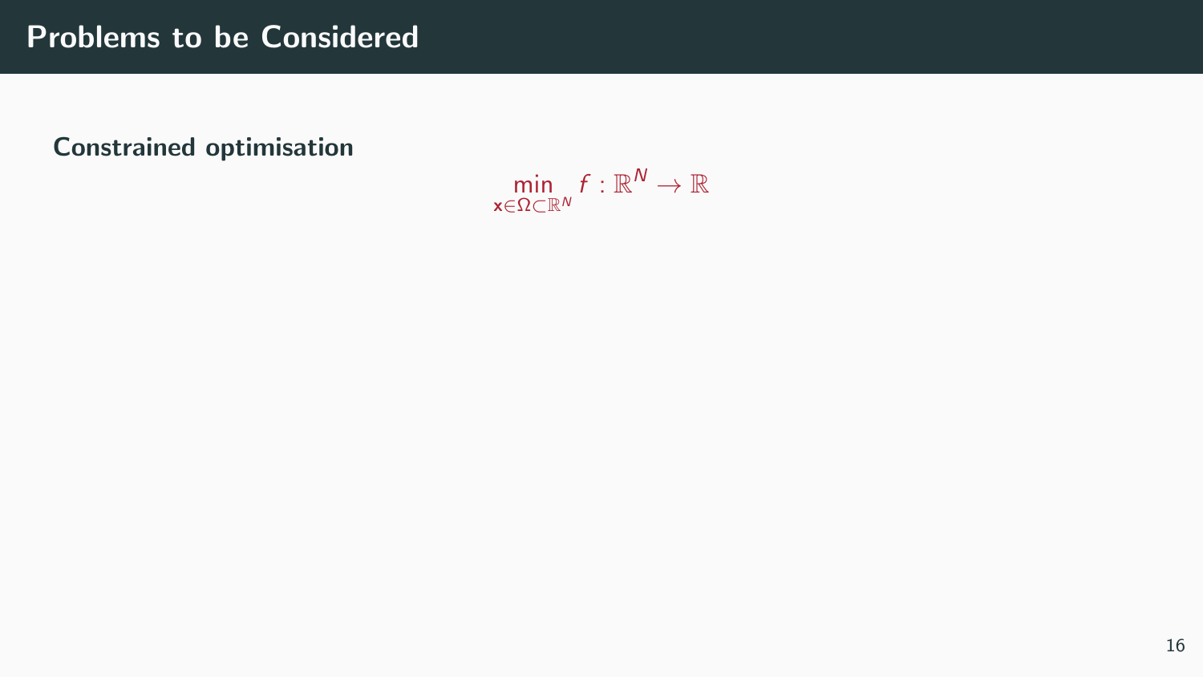# Problems to be Considered

**Constrained optimisation**

$$\min_{\mathbf{x} \in \Omega \subset \mathbb{R}^N} f : \mathbb{R}^N \to \mathbb{R}$$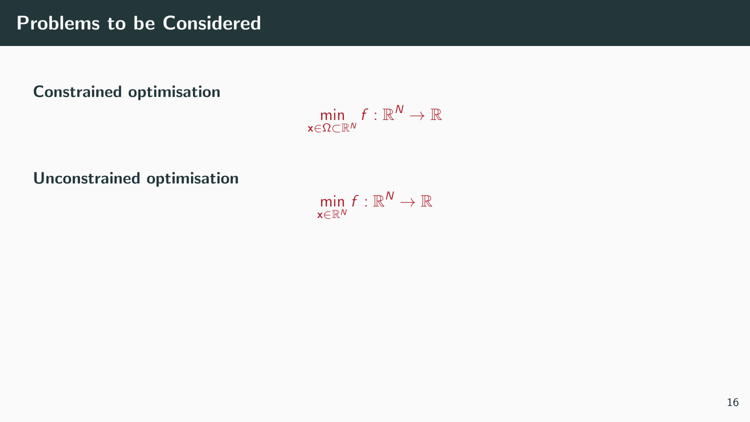# Problems to be Considered

**Constrained optimisation**

$$\min_{\mathbf{x} \in \Omega \subset \mathbb{R}^N} f : \mathbb{R}^N \rightarrow \mathbb{R}$$

**Unconstrained optimisation**

$$\min_{\mathbf{x} \in \mathbb{R}^N} f : \mathbb{R}^N \rightarrow \mathbb{R}$$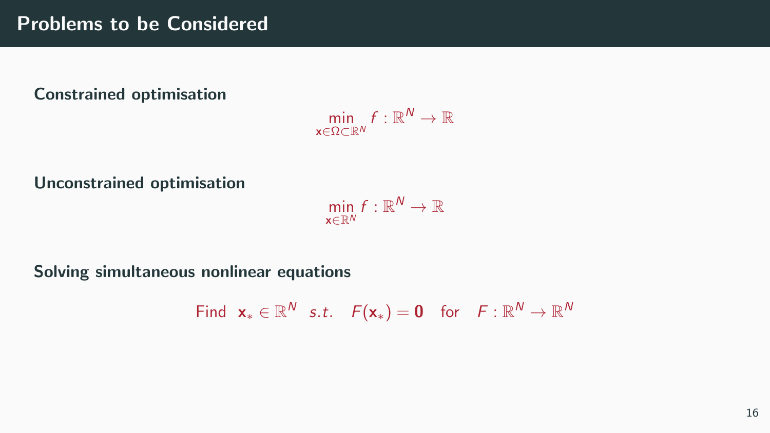## Problems to be Considered

**Constrained optimisation**

$$\min_{\mathbf{x} \in \Omega \subset \mathbb{R}^N} f : \mathbb{R}^N \to \mathbb{R}$$

**Unconstrained optimisation**

$$\min_{\mathbf{x} \in \mathbb{R}^N} f : \mathbb{R}^N \to \mathbb{R}$$

**Solving simultaneous nonlinear equations**

$$\text{Find} \quad \mathbf{x}_* \in \mathbb{R}^N \quad s.t. \quad F(\mathbf{x}_*) = \mathbf{0} \quad \text{for} \quad F : \mathbb{R}^N \to \mathbb{R}^N$$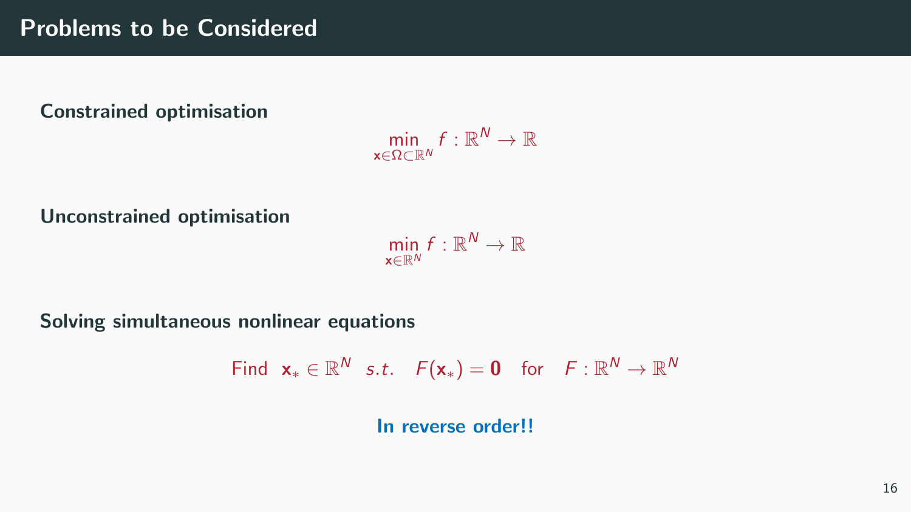# Problems to be Considered

**Constrained optimisation**

$$\min_{\mathbf{x} \in \Omega \subset \mathbb{R}^N} f : \mathbb{R}^N \to \mathbb{R}$$

**Unconstrained optimisation**

$$\min_{\mathbf{x} \in \mathbb{R}^N} f : \mathbb{R}^N \to \mathbb{R}$$

**Solving simultaneous nonlinear equations**

$$\text{Find } \ \mathbf{x}_* \in \mathbb{R}^N \ \ s.t. \quad F(\mathbf{x}_*) = \mathbf{0} \quad \text{for} \quad F : \mathbb{R}^N \to \mathbb{R}^N$$

**In reverse order!!**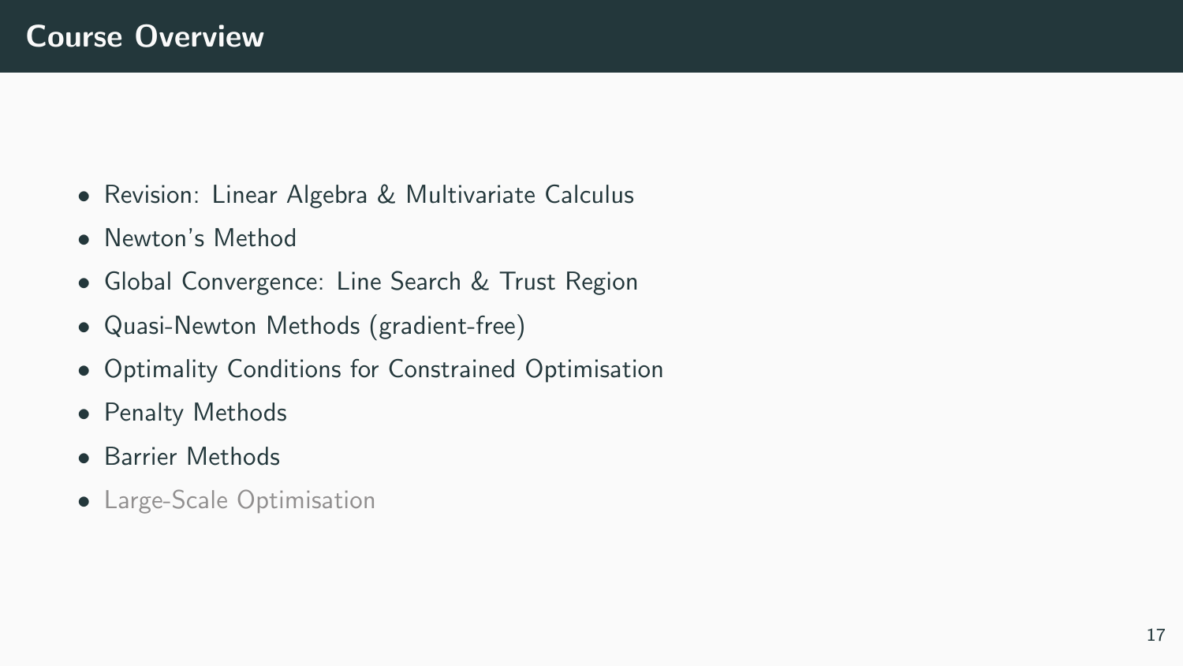# Course Overview

- Revision: Linear Algebra & Multivariate Calculus
- Newton's Method
- Global Convergence: Line Search & Trust Region
- Quasi-Newton Methods (gradient-free)
- Optimality Conditions for Constrained Optimisation
- Penalty Methods
- Barrier Methods
- Large-Scale Optimisation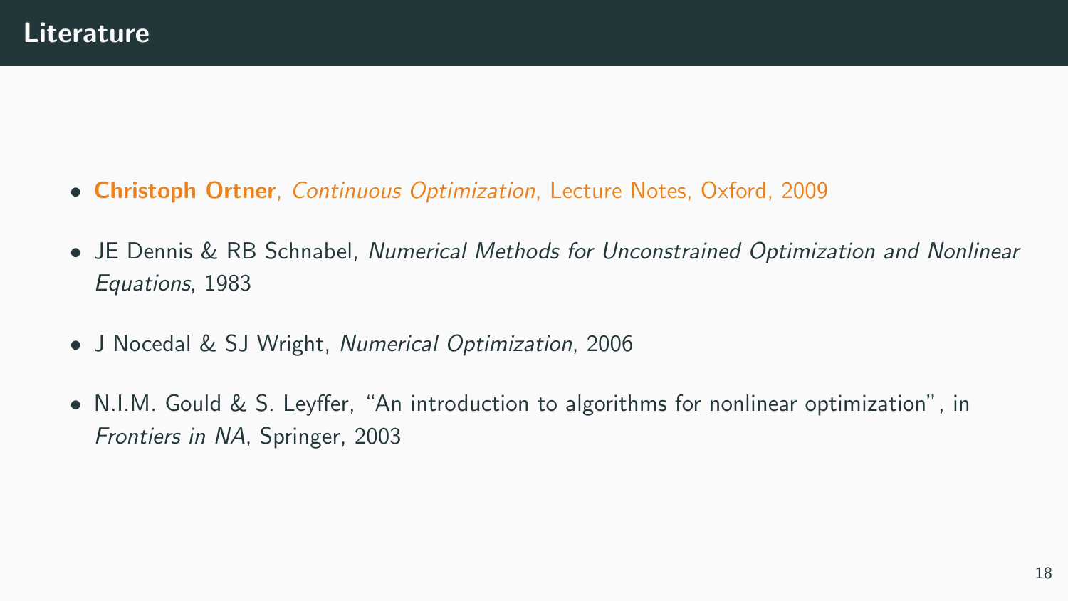# Literature

- **Christoph Ortner**, *Continuous Optimization*, Lecture Notes, Oxford, 2009
- JE Dennis & RB Schnabel, *Numerical Methods for Unconstrained Optimization and Nonlinear Equations*, 1983
- J Nocedal & SJ Wright, *Numerical Optimization*, 2006
- N.I.M. Gould & S. Leyffer, "An introduction to algorithms for nonlinear optimization", in *Frontiers in NA*, Springer, 2003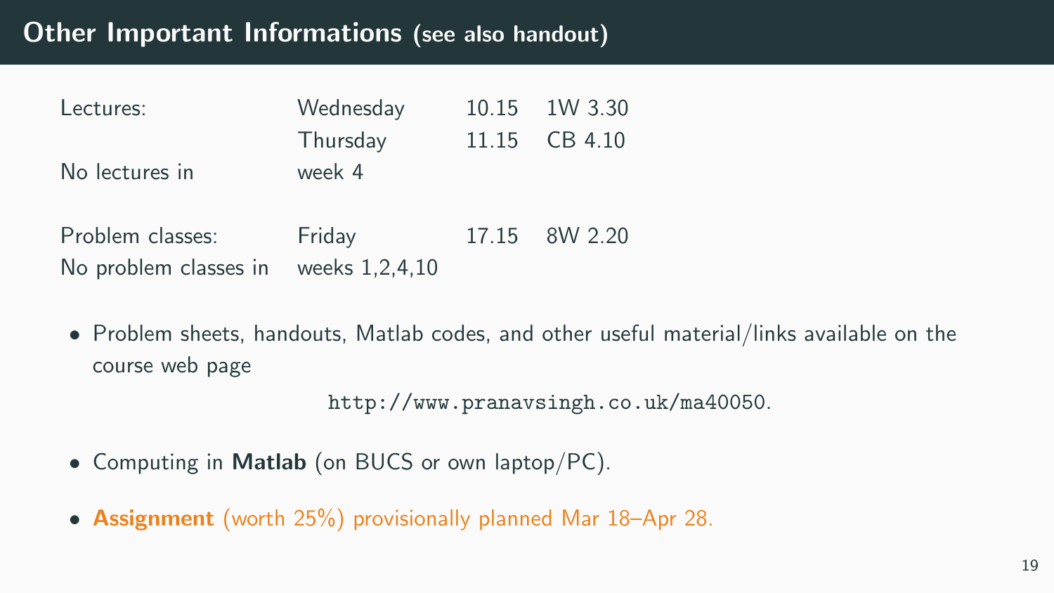## Other Important Informations (see also handout)

| | | | |
|---|---|---|---|
| Lectures: | Wednesday | 10.15 | 1W 3.30 |
| | Thursday | 11.15 | CB 4.10 |
| No lectures in | week 4 | | |
| | | | |
| Problem classes: | Friday | 17.15 | 8W 2.20 |
| No problem classes in | weeks 1,2,4,10 | | |

- Problem sheets, handouts, Matlab codes, and other useful material/links available on the course web page

  `http://www.pranavsingh.co.uk/ma40050`.

- Computing in **Matlab** (on BUCS or own laptop/PC).

- **Assignment** (worth 25%) provisionally planned Mar 18–Apr 28.